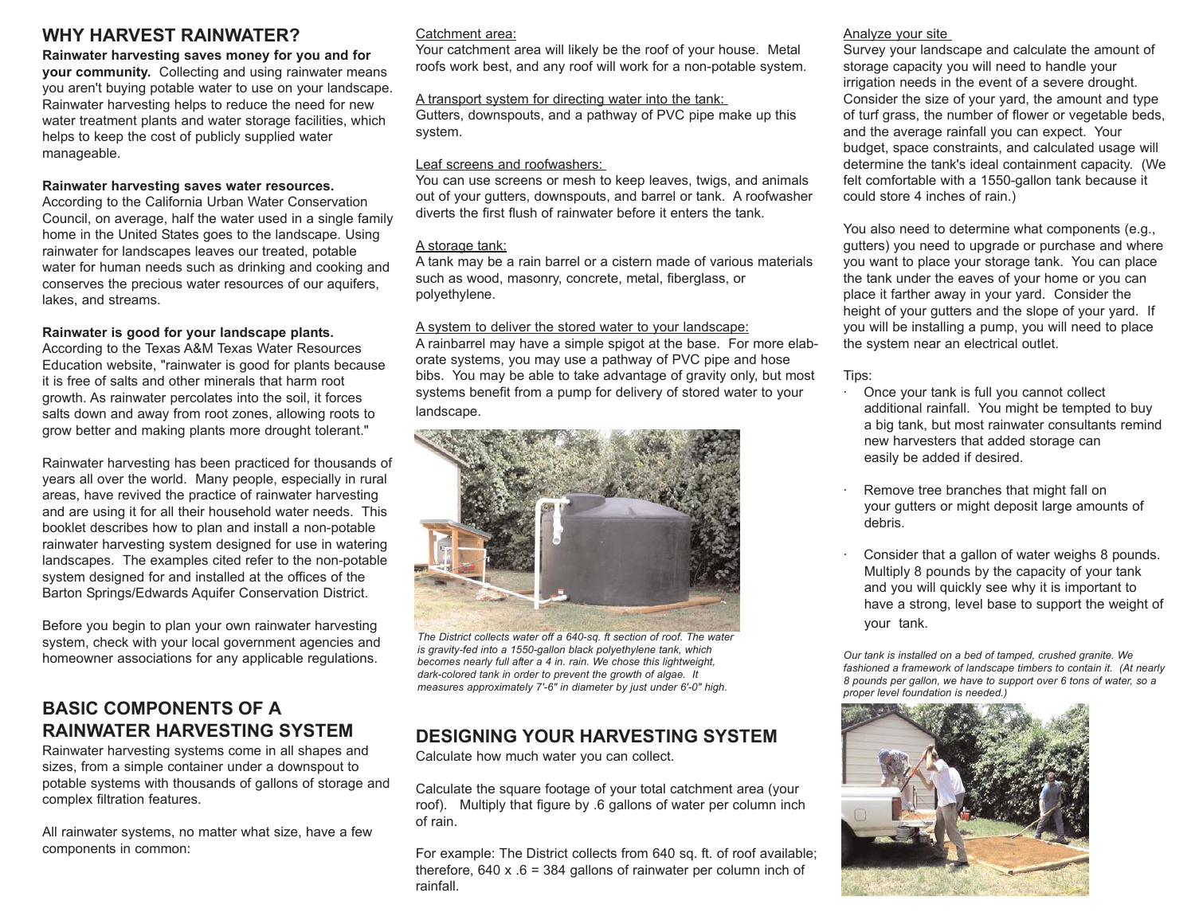## WHY HARVEST RAINWATER?

**Rainwater harvesting saves money for you and for your community.** Collecting and using rainwater means you aren't buying potable water to use on your landscape. Rainwater harvesting helps to reduce the need for new water treatment plants and water storage facilities, which helps to keep the cost of publicly supplied water manageable.

**Rainwater harvesting saves water resources.** According to the California Urban Water Conservation Council, on average, half the water used in a single family home in the United States goes to the landscape. Using rainwater for landscapes leaves our treated, potable water for human needs such as drinking and cooking and conserves the precious water resources of our aquifers, lakes, and streams.

**Rainwater is good for your landscape plants.** According to the Texas A&M Texas Water Resources Education website, "rainwater is good for plants because it is free of salts and other minerals that harm root growth. As rainwater percolates into the soil, it forces salts down and away from root zones, allowing roots to grow better and making plants more drought tolerant."

Rainwater harvesting has been practiced for thousands of years all over the world. Many people, especially in rural areas, have revived the practice of rainwater harvesting and are using it for all their household water needs. This booklet describes how to plan and install a non-potable rainwater harvesting system designed for use in watering landscapes. The examples cited refer to the non-potable system designed for and installed at the offices of the Barton Springs/Edwards Aquifer Conservation District.

Before you begin to plan your own rainwater harvesting system, check with your local government agencies and homeowner associations for any applicable regulations.

## BASIC COMPONENTS OF A RAINWATER HARVESTING SYSTEM

Rainwater harvesting systems come in all shapes and sizes, from a simple container under a downspout to potable systems with thousands of gallons of storage and complex filtration features.

All rainwater systems, no matter what size, have a few components in common:

Catchment area:
Your catchment area will likely be the roof of your house. Metal roofs work best, and any roof will work for a non-potable system.

A transport system for directing water into the tank:
Gutters, downspouts, and a pathway of PVC pipe make up this system.

Leaf screens and roofwashers:
You can use screens or mesh to keep leaves, twigs, and animals out of your gutters, downspouts, and barrel or tank. A roofwasher diverts the first flush of rainwater before it enters the tank.

A storage tank:
A tank may be a rain barrel or a cistern made of various materials such as wood, masonry, concrete, metal, fiberglass, or polyethylene.

A system to deliver the stored water to your landscape:
A rainbarrel may have a simple spigot at the base. For more elaborate systems, you may use a pathway of PVC pipe and hose bibs. You may be able to take advantage of gravity only, but most systems benefit from a pump for delivery of stored water to your landscape.

*The District collects water off a 640-sq. ft section of roof. The water is gravity-fed into a 1550-gallon black polyethylene tank, which becomes nearly full after a 4 in. rain. We chose this lightweight, dark-colored tank in order to prevent the growth of algae. It measures approximately 7'-6" in diameter by just under 6'-0" high.*

## DESIGNING YOUR HARVESTING SYSTEM

Calculate how much water you can collect.

Calculate the square footage of your total catchment area (your roof). Multiply that figure by .6 gallons of water per column inch of rain.

For example: The District collects from 640 sq. ft. of roof available; therefore, 640 x .6 = 384 gallons of rainwater per column inch of rainfall.

Analyze your site
Survey your landscape and calculate the amount of storage capacity you will need to handle your irrigation needs in the event of a severe drought. Consider the size of your yard, the amount and type of turf grass, the number of flower or vegetable beds, and the average rainfall you can expect. Your budget, space constraints, and calculated usage will determine the tank's ideal containment capacity. (We felt comfortable with a 1550-gallon tank because it could store 4 inches of rain.)

You also need to determine what components (e.g., gutters) you need to upgrade or purchase and where you want to place your storage tank. You can place the tank under the eaves of your home or you can place it farther away in your yard. Consider the height of your gutters and the slope of your yard. If you will be installing a pump, you will need to place the system near an electrical outlet.

Tips:

- Once your tank is full you cannot collect additional rainfall. You might be tempted to buy a big tank, but most rainwater consultants remind new harvesters that added storage can easily be added if desired.
- Remove tree branches that might fall on your gutters or might deposit large amounts of debris.
- Consider that a gallon of water weighs 8 pounds. Multiply 8 pounds by the capacity of your tank and you will quickly see why it is important to have a strong, level base to support the weight of your tank.

*Our tank is installed on a bed of tamped, crushed granite. We fashioned a framework of landscape timbers to contain it. (At nearly 8 pounds per gallon, we have to support over 6 tons of water, so a proper level foundation is needed.)*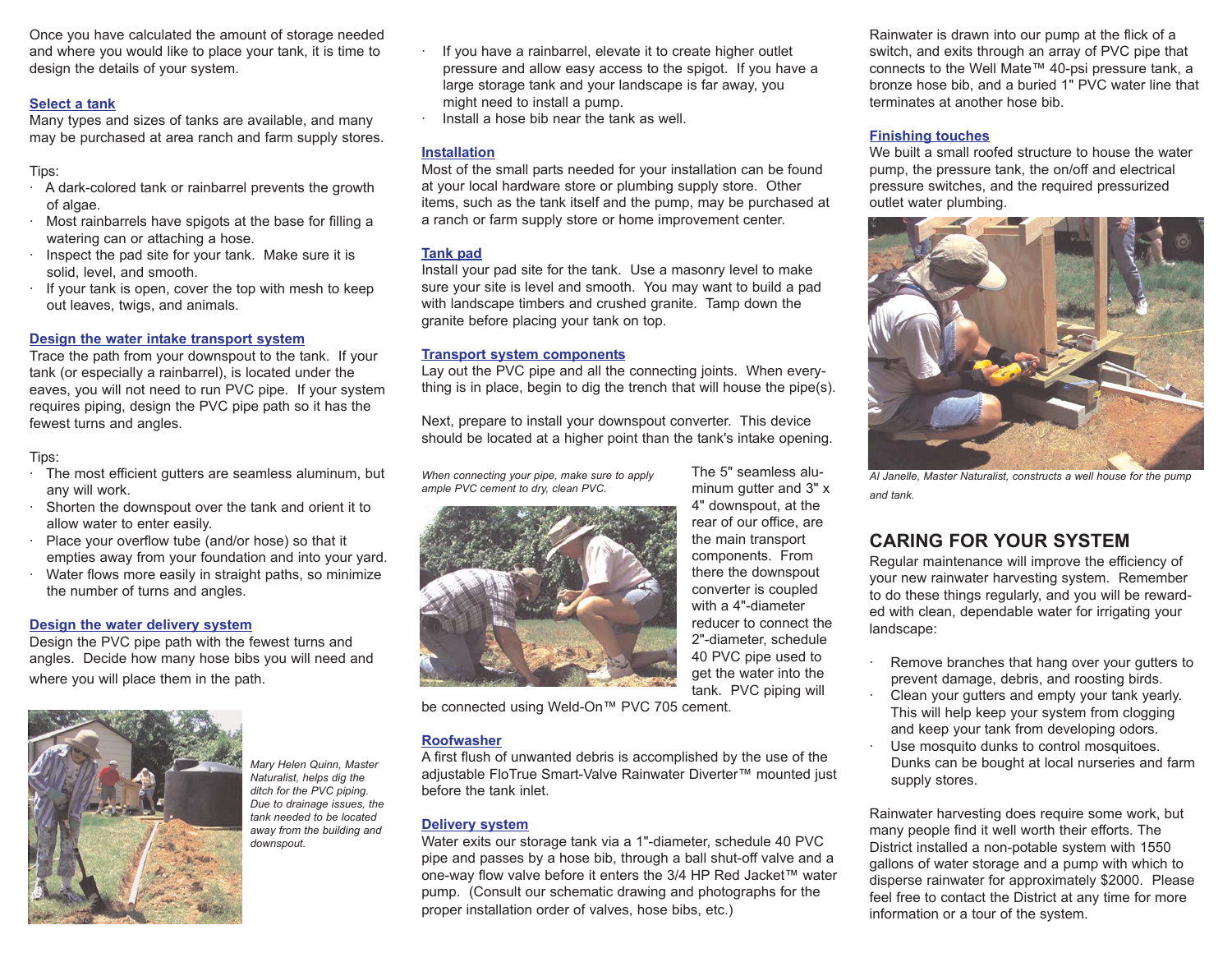Once you have calculated the amount of storage needed and where you would like to place your tank, it is time to design the details of your system.

### Select a tank

Many types and sizes of tanks are available, and many may be purchased at area ranch and farm supply stores.

Tips:

- A dark-colored tank or rainbarrel prevents the growth of algae.
- Most rainbarrels have spigots at the base for filling a watering can or attaching a hose.
- Inspect the pad site for your tank. Make sure it is solid, level, and smooth.
- If your tank is open, cover the top with mesh to keep out leaves, twigs, and animals.

### Design the water intake transport system

Trace the path from your downspout to the tank. If your tank (or especially a rainbarrel), is located under the eaves, you will not need to run PVC pipe. If your system requires piping, design the PVC pipe path so it has the fewest turns and angles.

Tips:

- The most efficient gutters are seamless aluminum, but any will work.
- Shorten the downspout over the tank and orient it to allow water to enter easily.
- Place your overflow tube (and/or hose) so that it empties away from your foundation and into your yard.
- Water flows more easily in straight paths, so minimize the number of turns and angles.

### Design the water delivery system

Design the PVC pipe path with the fewest turns and angles. Decide how many hose bibs you will need and where you will place them in the path.

*Mary Helen Quinn, Master Naturalist, helps dig the ditch for the PVC piping. Due to drainage issues, the tank needed to be located away from the building and downspout.*

- If you have a rainbarrel, elevate it to create higher outlet pressure and allow easy access to the spigot. If you have a large storage tank and your landscape is far away, you might need to install a pump.
- Install a hose bib near the tank as well.

### Installation

Most of the small parts needed for your installation can be found at your local hardware store or plumbing supply store. Other items, such as the tank itself and the pump, may be purchased at a ranch or farm supply store or home improvement center.

### Tank pad

Install your pad site for the tank. Use a masonry level to make sure your site is level and smooth. You may want to build a pad with landscape timbers and crushed granite. Tamp down the granite before placing your tank on top.

### Transport system components

Lay out the PVC pipe and all the connecting joints. When everything is in place, begin to dig the trench that will house the pipe(s).

Next, prepare to install your downspout converter. This device should be located at a higher point than the tank's intake opening.

*When connecting your pipe, make sure to apply ample PVC cement to dry, clean PVC.*

The 5" seamless aluminum gutter and 3" x 4" downspout, at the rear of our office, are the main transport components. From there the downspout converter is coupled with a 4"-diameter reducer to connect the 2"-diameter, schedule 40 PVC pipe used to get the water into the tank. PVC piping will be connected using Weld-On™ PVC 705 cement.

### Roofwasher

A first flush of unwanted debris is accomplished by the use of the adjustable FloTrue Smart-Valve Rainwater Diverter™ mounted just before the tank inlet.

### Delivery system

Water exits our storage tank via a 1"-diameter, schedule 40 PVC pipe and passes by a hose bib, through a ball shut-off valve and a one-way flow valve before it enters the 3/4 HP Red Jacket™ water pump. (Consult our schematic drawing and photographs for the proper installation order of valves, hose bibs, etc.)

Rainwater is drawn into our pump at the flick of a switch, and exits through an array of PVC pipe that connects to the Well Mate™ 40-psi pressure tank, a bronze hose bib, and a buried 1" PVC water line that terminates at another hose bib.

### Finishing touches

We built a small roofed structure to house the water pump, the pressure tank, the on/off and electrical pressure switches, and the required pressurized outlet water plumbing.

*Al Janelle, Master Naturalist, constructs a well house for the pump and tank.*

## CARING FOR YOUR SYSTEM

Regular maintenance will improve the efficiency of your new rainwater harvesting system. Remember to do these things regularly, and you will be rewarded with clean, dependable water for irrigating your landscape:

- Remove branches that hang over your gutters to prevent damage, debris, and roosting birds.
- Clean your gutters and empty your tank yearly. This will help keep your system from clogging and keep your tank from developing odors.
- Use mosquito dunks to control mosquitoes. Dunks can be bought at local nurseries and farm supply stores.

Rainwater harvesting does require some work, but many people find it well worth their efforts. The District installed a non-potable system with 1550 gallons of water storage and a pump with which to disperse rainwater for approximately $2000. Please feel free to contact the District at any time for more information or a tour of the system.